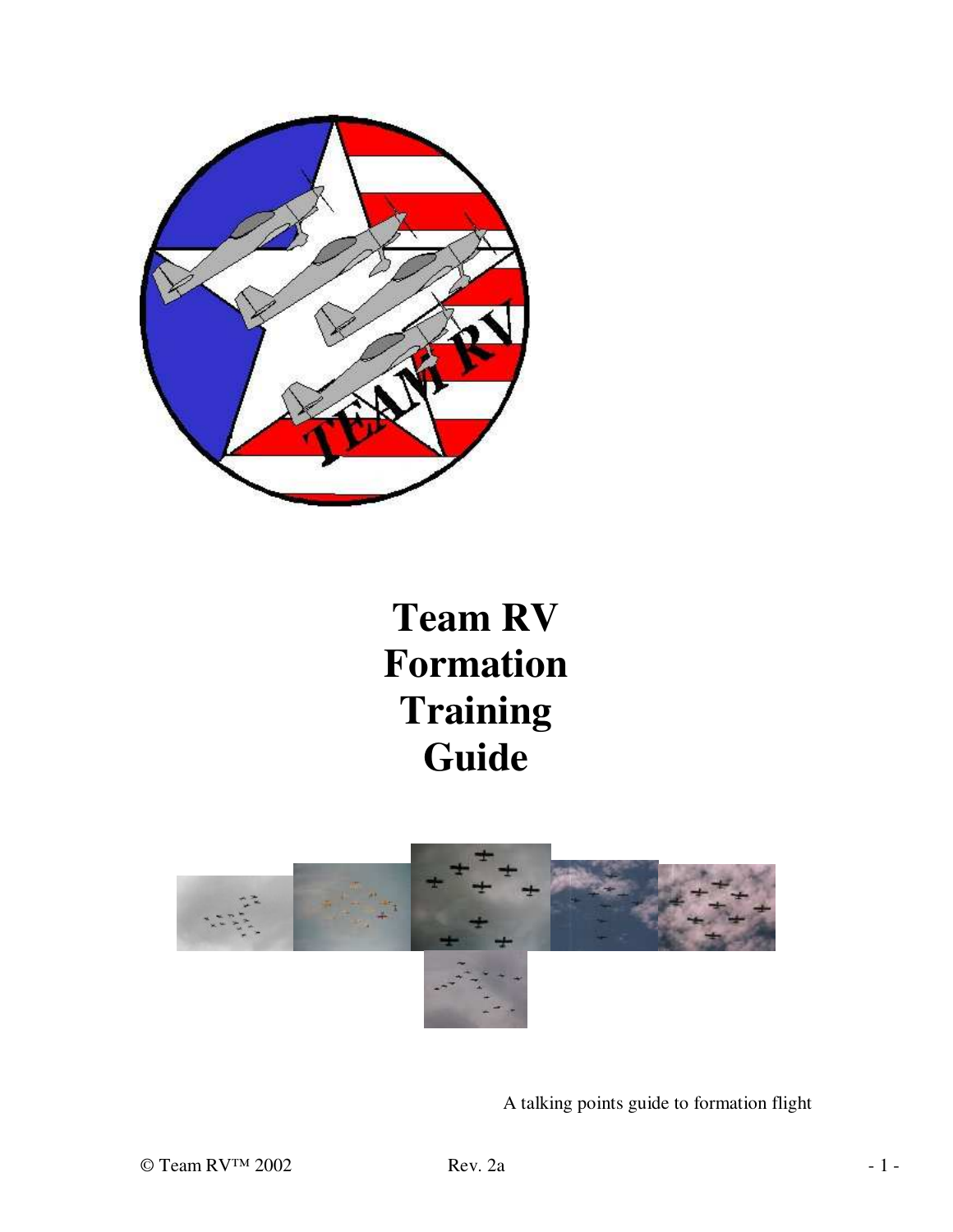# Team RV Formation Training Guide

A talking points guide to formation flight

© Team RV™ 2002 Rev. 2a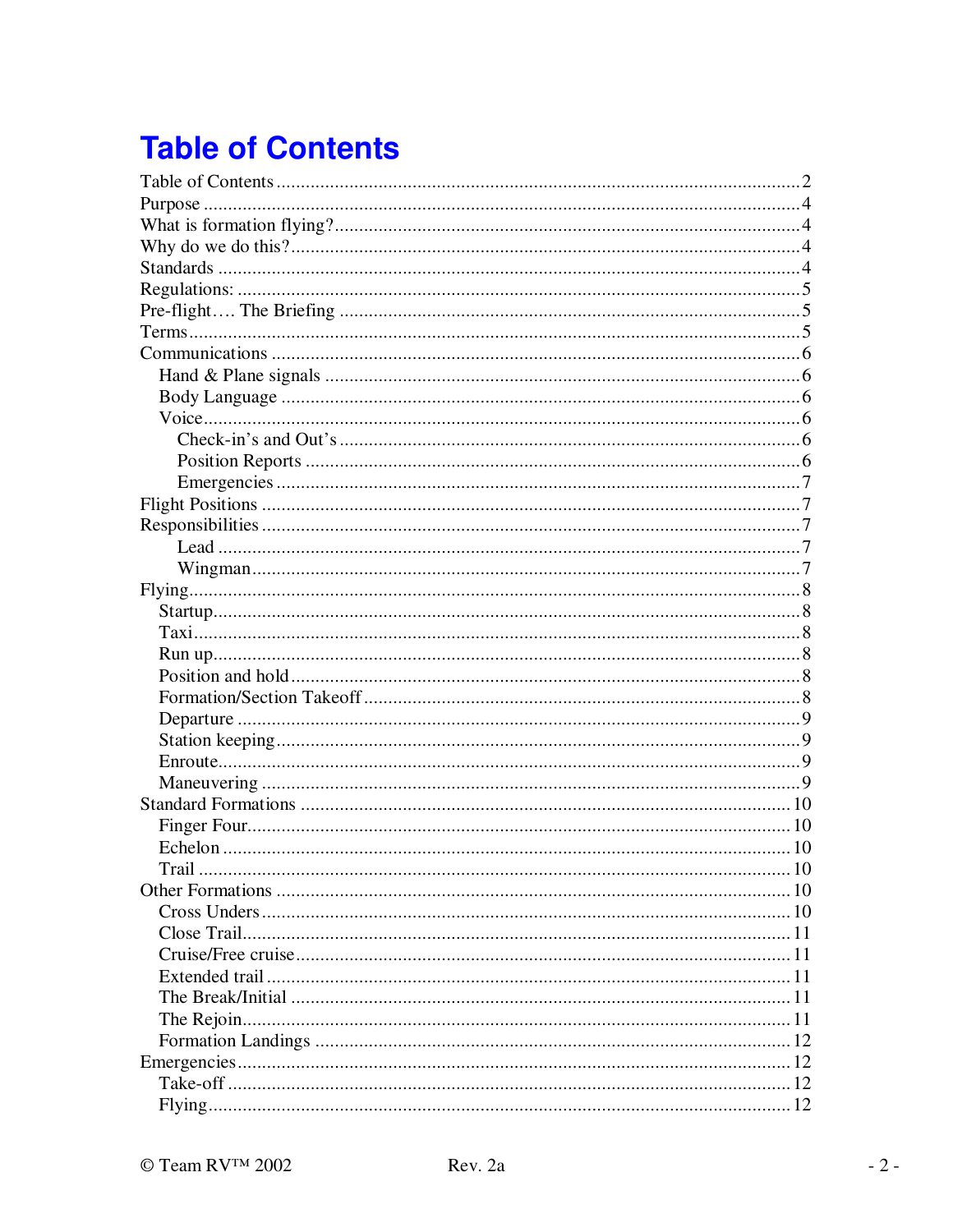# Table of Contents

Table of Contents ........ 2
Purpose ........ 4
What is formation flying? ........ 4
Why do we do this? ........ 4
Standards ........ 4
Regulations: ........ 5
Pre-flight…. The Briefing ........ 5
Terms ........ 5
Communications ........ 6
  Hand & Plane signals ........ 6
  Body Language ........ 6
  Voice ........ 6
    Check-in's and Out's ........ 6
    Position Reports ........ 6
    Emergencies ........ 7
Flight Positions ........ 7
Responsibilities ........ 7
    Lead ........ 7
    Wingman ........ 7
Flying ........ 8
  Startup ........ 8
  Taxi ........ 8
  Run up ........ 8
  Position and hold ........ 8
  Formation/Section Takeoff ........ 8
  Departure ........ 9
  Station keeping ........ 9
  Enroute ........ 9
  Maneuvering ........ 9
Standard Formations ........ 10
  Finger Four ........ 10
  Echelon ........ 10
  Trail ........ 10
Other Formations ........ 10
  Cross Unders ........ 10
  Close Trail ........ 11
  Cruise/Free cruise ........ 11
  Extended trail ........ 11
  The Break/Initial ........ 11
  The Rejoin ........ 11
  Formation Landings ........ 12
Emergencies ........ 12
  Take-off ........ 12
  Flying ........ 12

© Team RV™ 2002 Rev. 2a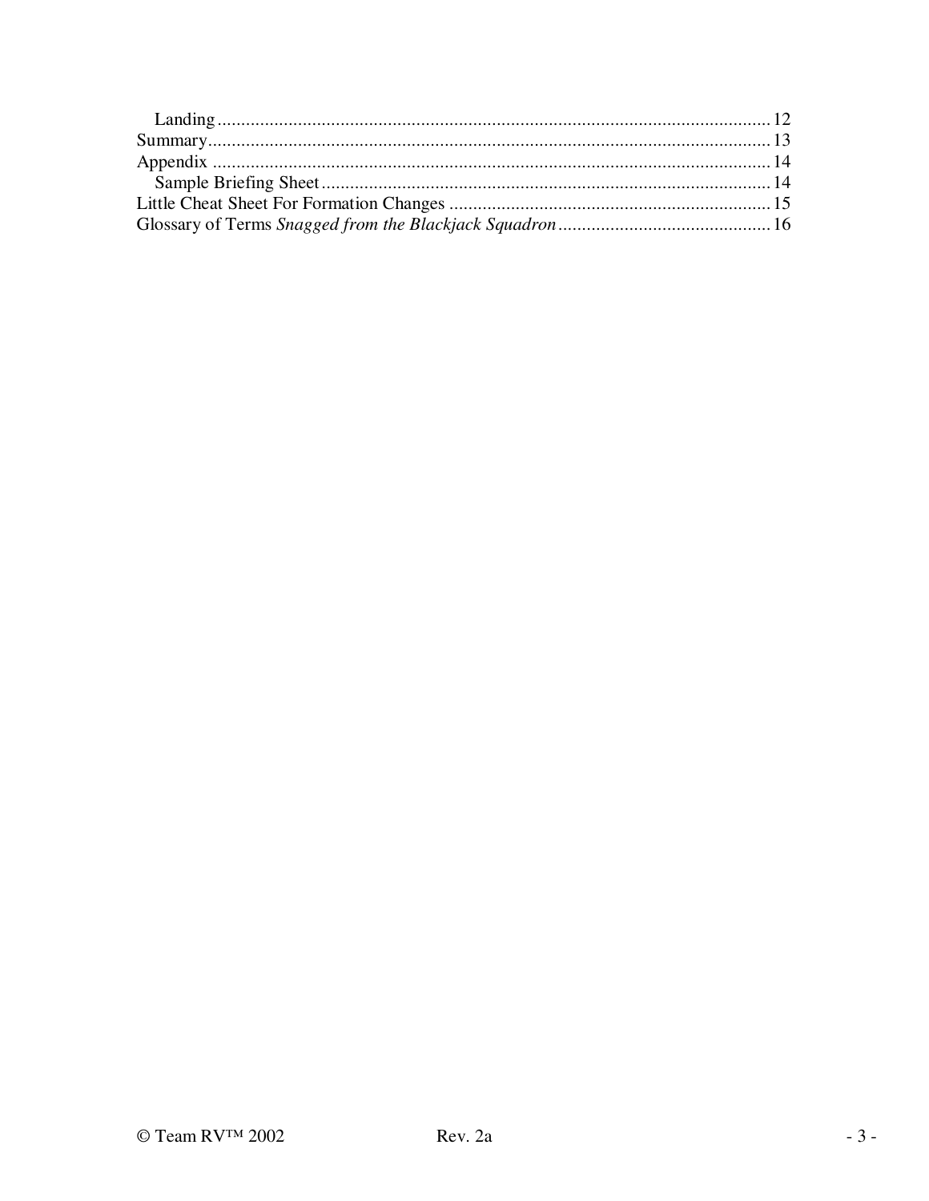- Landing ..................................................................................................................... 12
- Summary....................................................................................................................... 13
- Appendix ...................................................................................................................... 14
  - Sample Briefing Sheet ............................................................................................... 14
- Little Cheat Sheet For Formation Changes .................................................................... 15
- Glossary of Terms *Snagged from the Blackjack Squadron* ............................................. 16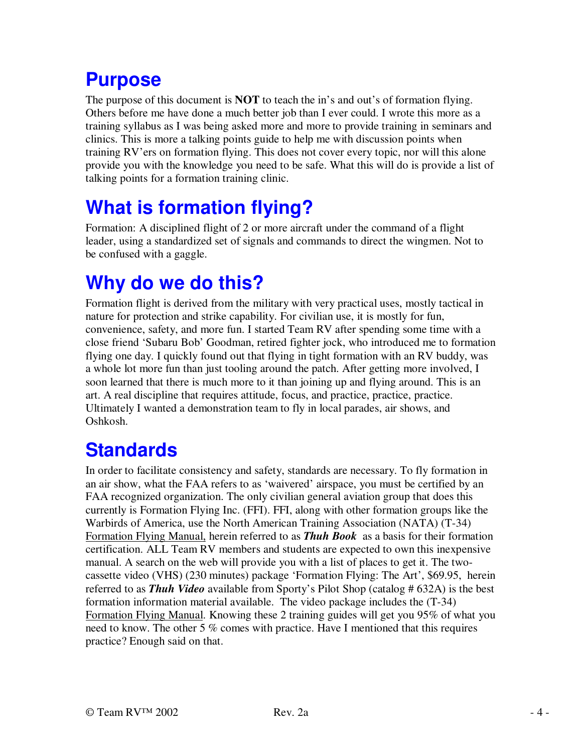# Purpose

The purpose of this document is **NOT** to teach the in's and out's of formation flying. Others before me have done a much better job than I ever could. I wrote this more as a training syllabus as I was being asked more and more to provide training in seminars and clinics. This is more a talking points guide to help me with discussion points when training RV'ers on formation flying. This does not cover every topic, nor will this alone provide you with the knowledge you need to be safe. What this will do is provide a list of talking points for a formation training clinic.

# What is formation flying?

Formation: A disciplined flight of 2 or more aircraft under the command of a flight leader, using a standardized set of signals and commands to direct the wingmen. Not to be confused with a gaggle.

# Why do we do this?

Formation flight is derived from the military with very practical uses, mostly tactical in nature for protection and strike capability. For civilian use, it is mostly for fun, convenience, safety, and more fun. I started Team RV after spending some time with a close friend 'Subaru Bob' Goodman, retired fighter jock, who introduced me to formation flying one day. I quickly found out that flying in tight formation with an RV buddy, was a whole lot more fun than just tooling around the patch. After getting more involved, I soon learned that there is much more to it than joining up and flying around. This is an art. A real discipline that requires attitude, focus, and practice, practice, practice. Ultimately I wanted a demonstration team to fly in local parades, air shows, and Oshkosh.

# Standards

In order to facilitate consistency and safety, standards are necessary. To fly formation in an air show, what the FAA refers to as 'waivered' airspace, you must be certified by an FAA recognized organization. The only civilian general aviation group that does this currently is Formation Flying Inc. (FFI). FFI, along with other formation groups like the Warbirds of America, use the North American Training Association (NATA) (T-34) <u>Formation Flying Manual,</u> herein referred to as ***Thuh Book*** as a basis for their formation certification. ALL Team RV members and students are expected to own this inexpensive manual. A search on the web will provide you with a list of places to get it. The two-cassette video (VHS) (230 minutes) package 'Formation Flying: The Art', $69.95, herein referred to as ***Thuh Video*** available from Sporty's Pilot Shop (catalog # 632A) is the best formation information material available. The video package includes the (T-34) <u>Formation Flying Manual</u>. Knowing these 2 training guides will get you 95% of what you need to know. The other 5 % comes with practice. Have I mentioned that this requires practice? Enough said on that.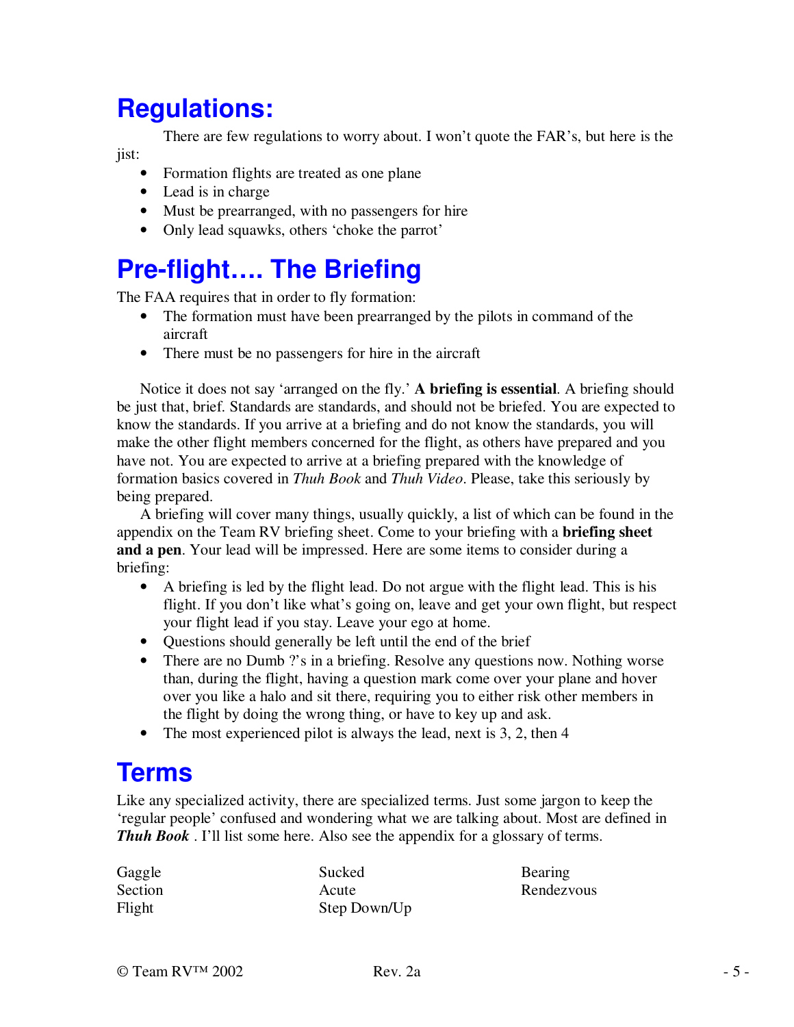# Regulations:

There are few regulations to worry about. I won't quote the FAR's, but here is the jist:

- Formation flights are treated as one plane
- Lead is in charge
- Must be prearranged, with no passengers for hire
- Only lead squawks, others 'choke the parrot'

# Pre-flight…. The Briefing

The FAA requires that in order to fly formation:

- The formation must have been prearranged by the pilots in command of the aircraft
- There must be no passengers for hire in the aircraft

Notice it does not say 'arranged on the fly.' **A briefing is essential**. A briefing should be just that, brief. Standards are standards, and should not be briefed. You are expected to know the standards. If you arrive at a briefing and do not know the standards, you will make the other flight members concerned for the flight, as others have prepared and you have not. You are expected to arrive at a briefing prepared with the knowledge of formation basics covered in *Thuh Book* and *Thuh Video*. Please, take this seriously by being prepared.

A briefing will cover many things, usually quickly, a list of which can be found in the appendix on the Team RV briefing sheet. Come to your briefing with a **briefing sheet and a pen**. Your lead will be impressed. Here are some items to consider during a briefing:

- A briefing is led by the flight lead. Do not argue with the flight lead. This is his flight. If you don't like what's going on, leave and get your own flight, but respect your flight lead if you stay. Leave your ego at home.
- Questions should generally be left until the end of the brief
- There are no Dumb ?'s in a briefing. Resolve any questions now. Nothing worse than, during the flight, having a question mark come over your plane and hover over you like a halo and sit there, requiring you to either risk other members in the flight by doing the wrong thing, or have to key up and ask.
- The most experienced pilot is always the lead, next is 3, 2, then 4

# Terms

Like any specialized activity, there are specialized terms. Just some jargon to keep the 'regular people' confused and wondering what we are talking about. Most are defined in ***Thuh Book*** . I'll list some here. Also see the appendix for a glossary of terms.

| | | |
|---|---|---|
| Gaggle | Sucked | Bearing |
| Section | Acute | Rendezvous |
| Flight | Step Down/Up | |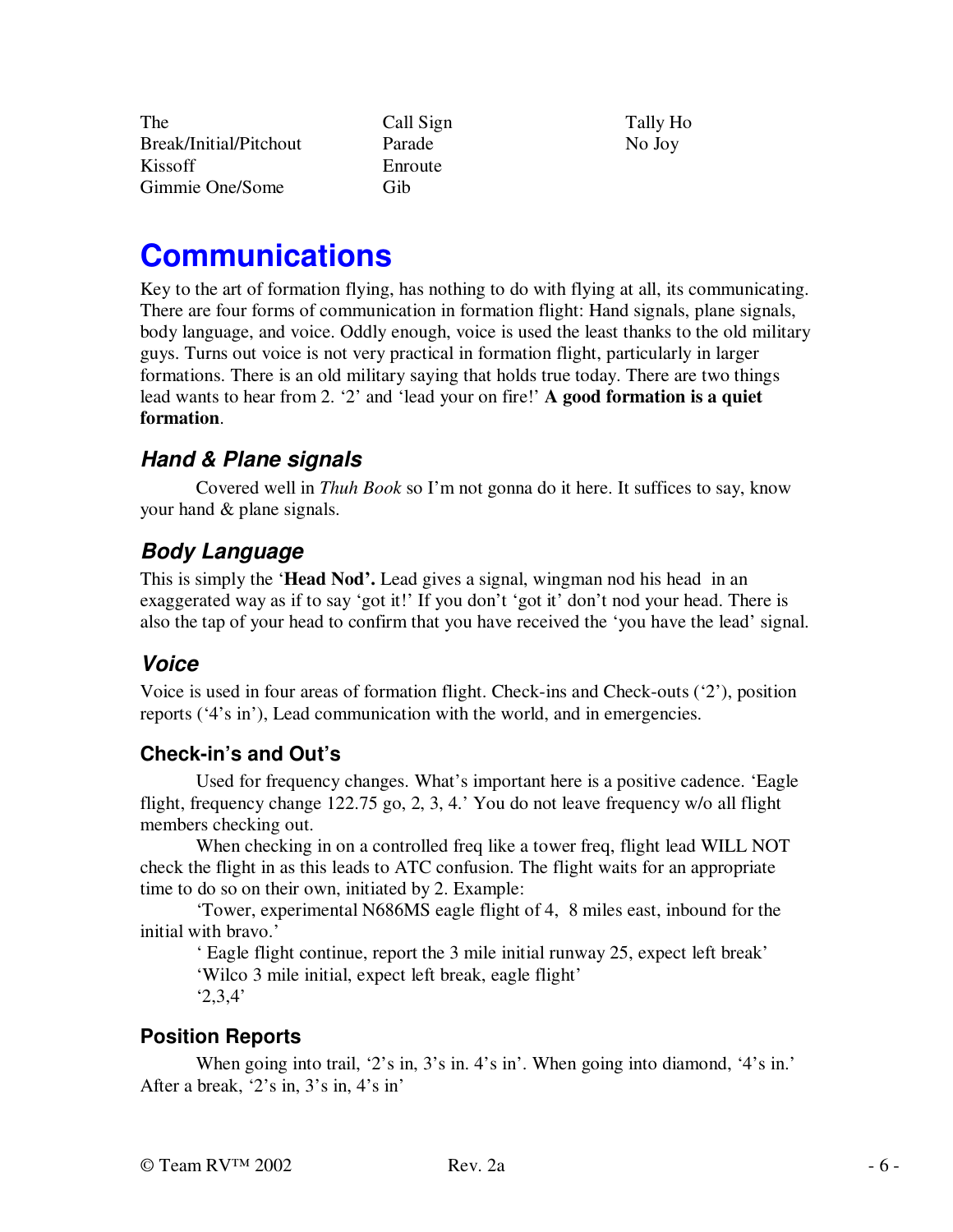| | | |
|---|---|---|
| The Break/Initial/Pitchout | Call Sign | Tally Ho |
| Kissoff | Parade | No Joy |
| Gimmie One/Some | Enroute | |
| | Gib | |

# Communications

Key to the art of formation flying, has nothing to do with flying at all, its communicating. There are four forms of communication in formation flight: Hand signals, plane signals, body language, and voice. Oddly enough, voice is used the least thanks to the old military guys. Turns out voice is not very practical in formation flight, particularly in larger formations. There is an old military saying that holds true today. There are two things lead wants to hear from 2. '2' and 'lead your on fire!' **A good formation is a quiet formation**.

## *Hand & Plane signals*

Covered well in *Thuh Book* so I'm not gonna do it here. It suffices to say, know your hand & plane signals.

## *Body Language*

This is simply the '**Head Nod'.** Lead gives a signal, wingman nod his head in an exaggerated way as if to say 'got it!' If you don't 'got it' don't nod your head. There is also the tap of your head to confirm that you have received the 'you have the lead' signal.

## *Voice*

Voice is used in four areas of formation flight. Check-ins and Check-outs ('2'), position reports ('4's in'), Lead communication with the world, and in emergencies.

### Check-in's and Out's

Used for frequency changes. What's important here is a positive cadence. 'Eagle flight, frequency change 122.75 go, 2, 3, 4.' You do not leave frequency w/o all flight members checking out.

When checking in on a controlled freq like a tower freq, flight lead WILL NOT check the flight in as this leads to ATC confusion. The flight waits for an appropriate time to do so on their own, initiated by 2. Example:

'Tower, experimental N686MS eagle flight of 4, 8 miles east, inbound for the initial with bravo.'

' Eagle flight continue, report the 3 mile initial runway 25, expect left break'

'Wilco 3 mile initial, expect left break, eagle flight'

'2,3,4'

### Position Reports

When going into trail, '2's in, 3's in. 4's in'. When going into diamond, '4's in.' After a break, '2's in, 3's in, 4's in'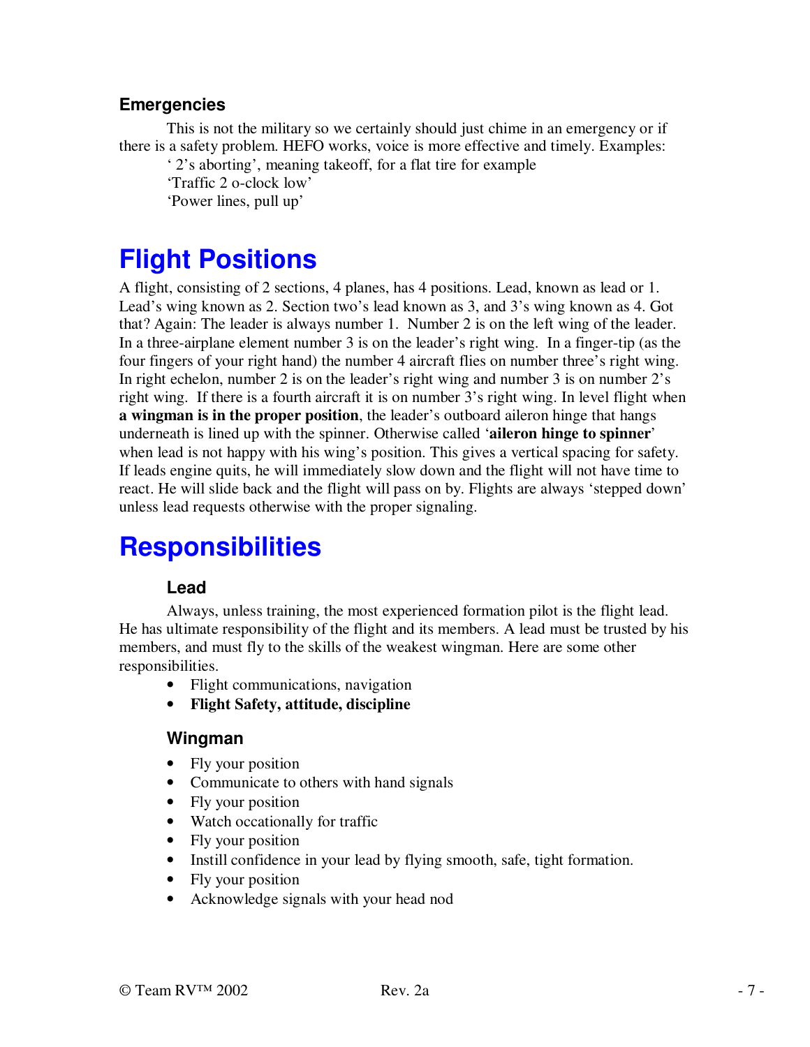### Emergencies

This is not the military so we certainly should just chime in an emergency or if there is a safety problem. HEFO works, voice is more effective and timely. Examples:

' 2's aborting', meaning takeoff, for a flat tire for example

'Traffic 2 o-clock low'

'Power lines, pull up'

# Flight Positions

A flight, consisting of 2 sections, 4 planes, has 4 positions. Lead, known as lead or 1. Lead's wing known as 2. Section two's lead known as 3, and 3's wing known as 4. Got that? Again: The leader is always number 1. Number 2 is on the left wing of the leader. In a three-airplane element number 3 is on the leader's right wing. In a finger-tip (as the four fingers of your right hand) the number 4 aircraft flies on number three's right wing. In right echelon, number 2 is on the leader's right wing and number 3 is on number 2's right wing. If there is a fourth aircraft it is on number 3's right wing. In level flight when **a wingman is in the proper position**, the leader's outboard aileron hinge that hangs underneath is lined up with the spinner. Otherwise called '**aileron hinge to spinner**' when lead is not happy with his wing's position. This gives a vertical spacing for safety. If leads engine quits, he will immediately slow down and the flight will not have time to react. He will slide back and the flight will pass on by. Flights are always 'stepped down' unless lead requests otherwise with the proper signaling.

# Responsibilities

### Lead

Always, unless training, the most experienced formation pilot is the flight lead. He has ultimate responsibility of the flight and its members. A lead must be trusted by his members, and must fly to the skills of the weakest wingman. Here are some other responsibilities.

- Flight communications, navigation
- **Flight Safety, attitude, discipline**

### Wingman

- Fly your position
- Communicate to others with hand signals
- Fly your position
- Watch occationally for traffic
- Fly your position
- Instill confidence in your lead by flying smooth, safe, tight formation.
- Fly your position
- Acknowledge signals with your head nod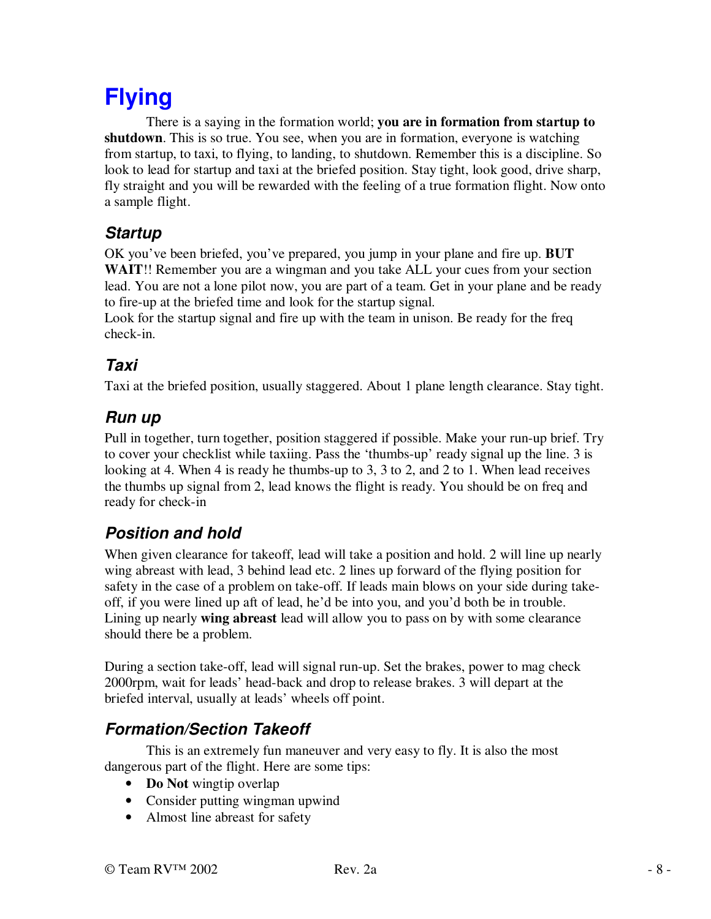# Flying

There is a saying in the formation world; **you are in formation from startup to shutdown**. This is so true. You see, when you are in formation, everyone is watching from startup, to taxi, to flying, to landing, to shutdown. Remember this is a discipline. So look to lead for startup and taxi at the briefed position. Stay tight, look good, drive sharp, fly straight and you will be rewarded with the feeling of a true formation flight. Now onto a sample flight.

## *Startup*

OK you've been briefed, you've prepared, you jump in your plane and fire up. **BUT WAIT**!! Remember you are a wingman and you take ALL your cues from your section lead. You are not a lone pilot now, you are part of a team. Get in your plane and be ready to fire-up at the briefed time and look for the startup signal.
Look for the startup signal and fire up with the team in unison. Be ready for the freq check-in.

## *Taxi*

Taxi at the briefed position, usually staggered. About 1 plane length clearance. Stay tight.

## *Run up*

Pull in together, turn together, position staggered if possible. Make your run-up brief. Try to cover your checklist while taxiing. Pass the 'thumbs-up' ready signal up the line. 3 is looking at 4. When 4 is ready he thumbs-up to 3, 3 to 2, and 2 to 1. When lead receives the thumbs up signal from 2, lead knows the flight is ready. You should be on freq and ready for check-in

## *Position and hold*

When given clearance for takeoff, lead will take a position and hold. 2 will line up nearly wing abreast with lead, 3 behind lead etc. 2 lines up forward of the flying position for safety in the case of a problem on take-off. If leads main blows on your side during take-off, if you were lined up aft of lead, he'd be into you, and you'd both be in trouble. Lining up nearly **wing abreast** lead will allow you to pass on by with some clearance should there be a problem.

During a section take-off, lead will signal run-up. Set the brakes, power to mag check 2000rpm, wait for leads' head-back and drop to release brakes. 3 will depart at the briefed interval, usually at leads' wheels off point.

## *Formation/Section Takeoff*

This is an extremely fun maneuver and very easy to fly. It is also the most dangerous part of the flight. Here are some tips:

- **Do Not** wingtip overlap
- Consider putting wingman upwind
- Almost line abreast for safety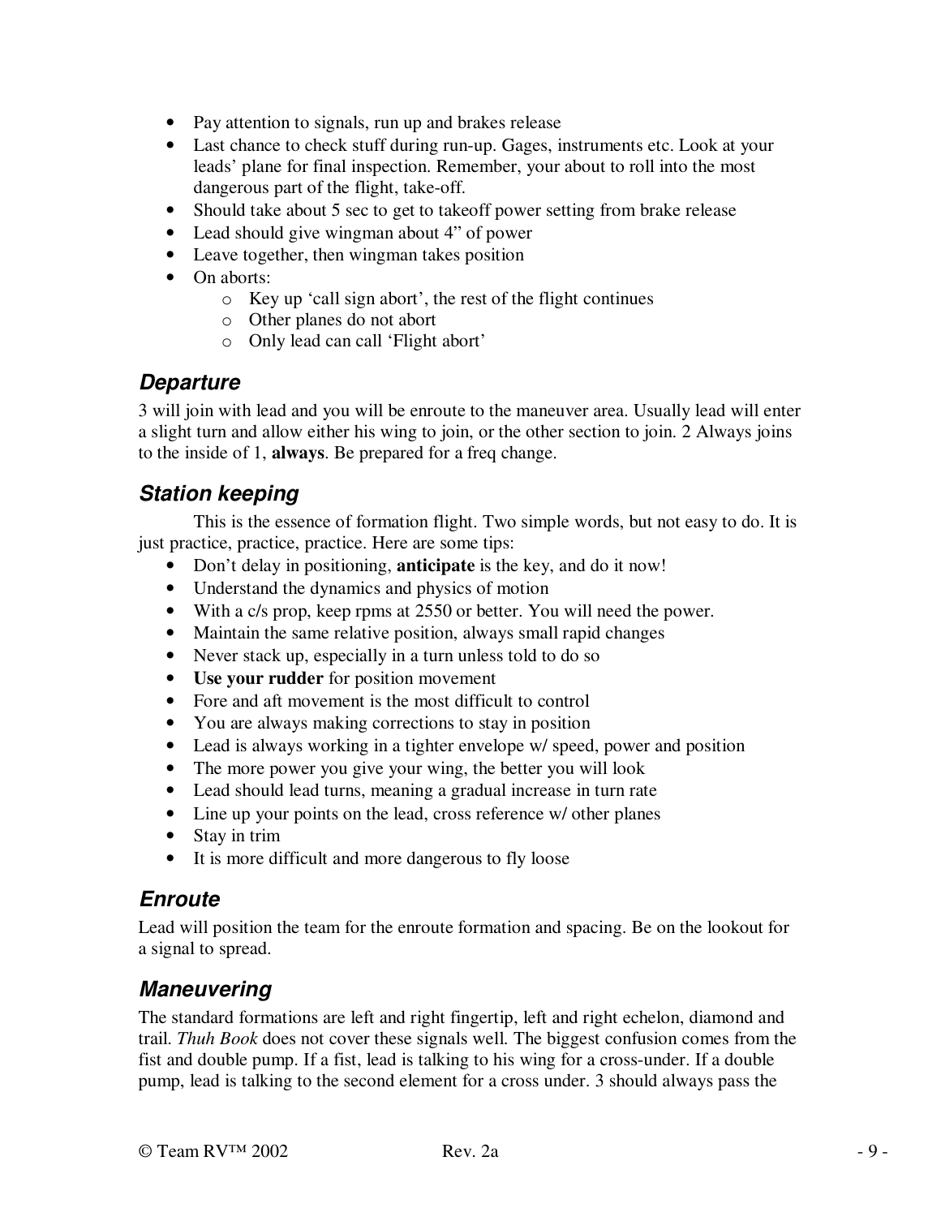- Pay attention to signals, run up and brakes release
- Last chance to check stuff during run-up. Gages, instruments etc. Look at your leads' plane for final inspection. Remember, your about to roll into the most dangerous part of the flight, take-off.
- Should take about 5 sec to get to takeoff power setting from brake release
- Lead should give wingman about 4" of power
- Leave together, then wingman takes position
- On aborts:
  - Key up 'call sign abort', the rest of the flight continues
  - Other planes do not abort
  - Only lead can call 'Flight abort'

## Departure

3 will join with lead and you will be enroute to the maneuver area. Usually lead will enter a slight turn and allow either his wing to join, or the other section to join. 2 Always joins to the inside of 1, **always**. Be prepared for a freq change.

## Station keeping

This is the essence of formation flight. Two simple words, but not easy to do. It is just practice, practice, practice. Here are some tips:

- Don't delay in positioning, **anticipate** is the key, and do it now!
- Understand the dynamics and physics of motion
- With a c/s prop, keep rpms at 2550 or better. You will need the power.
- Maintain the same relative position, always small rapid changes
- Never stack up, especially in a turn unless told to do so
- **Use your rudder** for position movement
- Fore and aft movement is the most difficult to control
- You are always making corrections to stay in position
- Lead is always working in a tighter envelope w/ speed, power and position
- The more power you give your wing, the better you will look
- Lead should lead turns, meaning a gradual increase in turn rate
- Line up your points on the lead, cross reference w/ other planes
- Stay in trim
- It is more difficult and more dangerous to fly loose

## Enroute

Lead will position the team for the enroute formation and spacing. Be on the lookout for a signal to spread.

## Maneuvering

The standard formations are left and right fingertip, left and right echelon, diamond and trail. *Thuh Book* does not cover these signals well. The biggest confusion comes from the fist and double pump. If a fist, lead is talking to his wing for a cross-under. If a double pump, lead is talking to the second element for a cross under. 3 should always pass the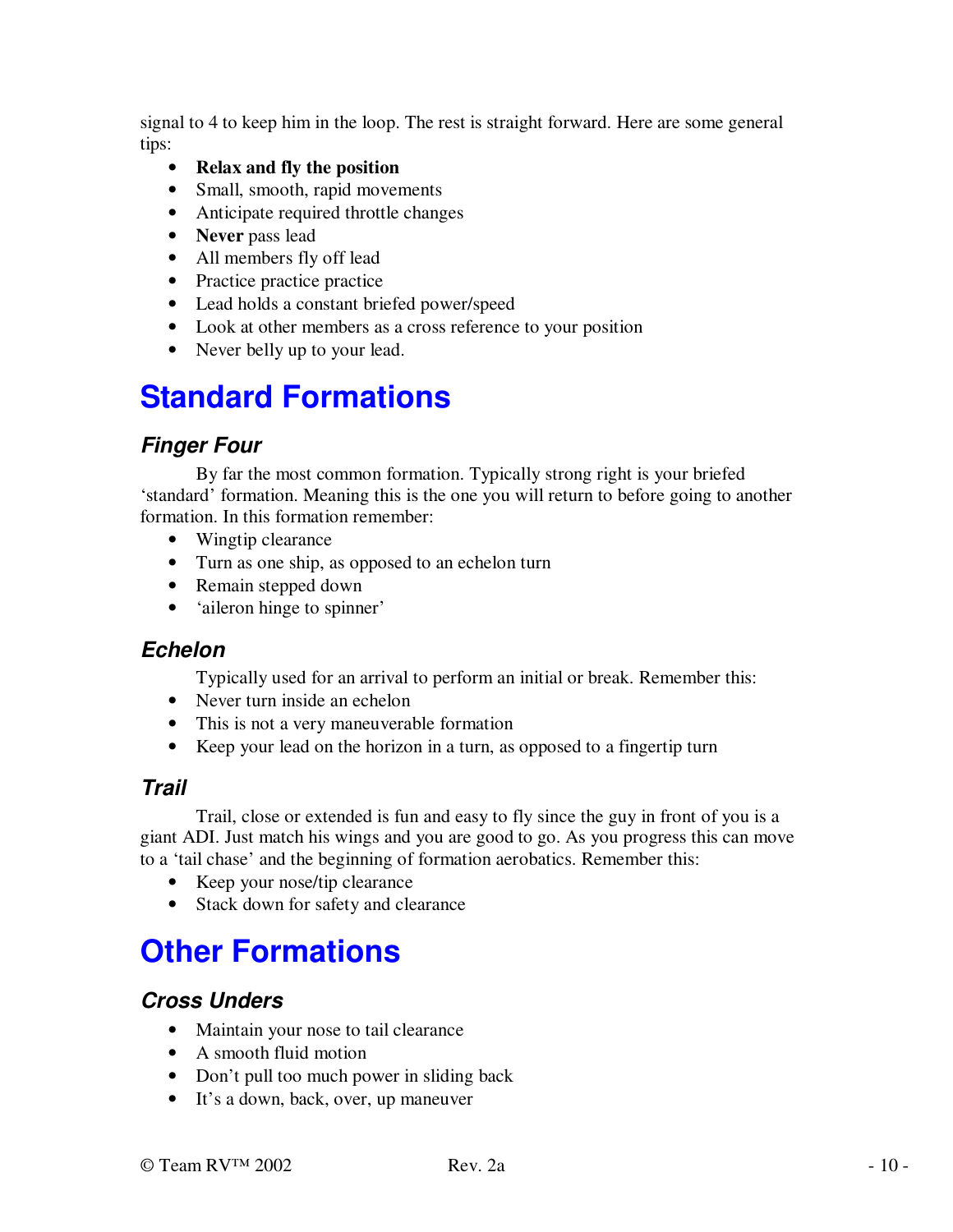signal to 4 to keep him in the loop. The rest is straight forward. Here are some general tips:

- **Relax and fly the position**
- Small, smooth, rapid movements
- Anticipate required throttle changes
- **Never** pass lead
- All members fly off lead
- Practice practice practice
- Lead holds a constant briefed power/speed
- Look at other members as a cross reference to your position
- Never belly up to your lead.

# Standard Formations

## *Finger Four*

By far the most common formation. Typically strong right is your briefed 'standard' formation. Meaning this is the one you will return to before going to another formation. In this formation remember:

- Wingtip clearance
- Turn as one ship, as opposed to an echelon turn
- Remain stepped down
- 'aileron hinge to spinner'

## *Echelon*

Typically used for an arrival to perform an initial or break. Remember this:

- Never turn inside an echelon
- This is not a very maneuverable formation
- Keep your lead on the horizon in a turn, as opposed to a fingertip turn

## *Trail*

Trail, close or extended is fun and easy to fly since the guy in front of you is a giant ADI. Just match his wings and you are good to go. As you progress this can move to a 'tail chase' and the beginning of formation aerobatics. Remember this:

- Keep your nose/tip clearance
- Stack down for safety and clearance

# Other Formations

## *Cross Unders*

- Maintain your nose to tail clearance
- A smooth fluid motion
- Don't pull too much power in sliding back
- It's a down, back, over, up maneuver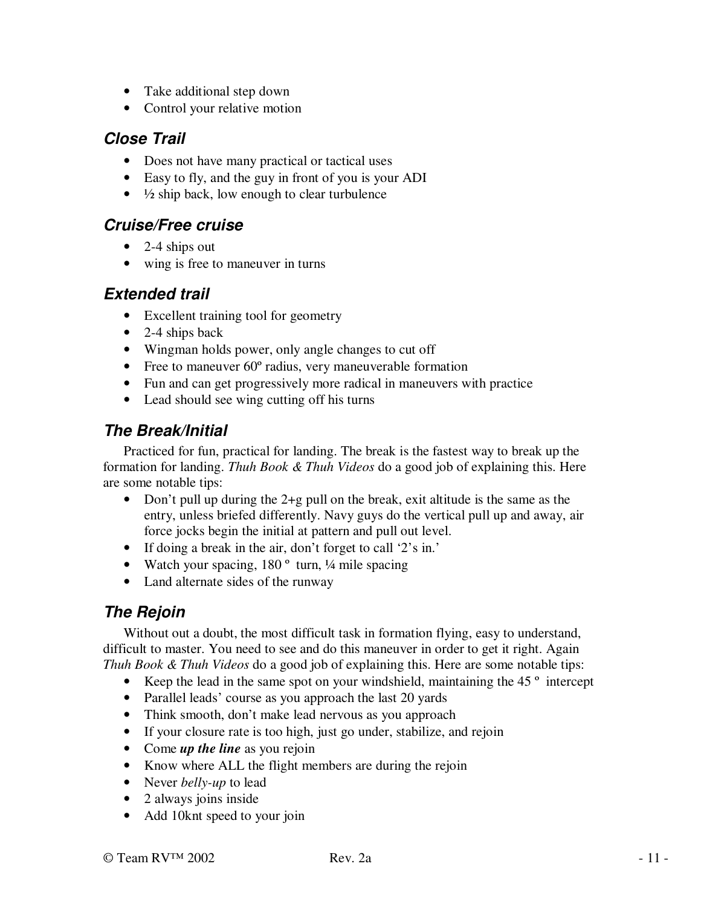- Take additional step down
- Control your relative motion

### Close Trail

- Does not have many practical or tactical uses
- Easy to fly, and the guy in front of you is your ADI
- ½ ship back, low enough to clear turbulence

### Cruise/Free cruise

- 2-4 ships out
- wing is free to maneuver in turns

### Extended trail

- Excellent training tool for geometry
- 2-4 ships back
- Wingman holds power, only angle changes to cut off
- Free to maneuver 60º radius, very maneuverable formation
- Fun and can get progressively more radical in maneuvers with practice
- Lead should see wing cutting off his turns

### The Break/Initial

Practiced for fun, practical for landing. The break is the fastest way to break up the formation for landing. *Thuh Book & Thuh Videos* do a good job of explaining this. Here are some notable tips:

- Don't pull up during the 2+g pull on the break, exit altitude is the same as the entry, unless briefed differently. Navy guys do the vertical pull up and away, air force jocks begin the initial at pattern and pull out level.
- If doing a break in the air, don't forget to call '2's in.'
- Watch your spacing, 180 º turn, ¼ mile spacing
- Land alternate sides of the runway

### The Rejoin

Without out a doubt, the most difficult task in formation flying, easy to understand, difficult to master. You need to see and do this maneuver in order to get it right. Again *Thuh Book & Thuh Videos* do a good job of explaining this. Here are some notable tips:

- Keep the lead in the same spot on your windshield, maintaining the 45 º intercept
- Parallel leads' course as you approach the last 20 yards
- Think smooth, don't make lead nervous as you approach
- If your closure rate is too high, just go under, stabilize, and rejoin
- Come ***up the line*** as you rejoin
- Know where ALL the flight members are during the rejoin
- Never *belly-up* to lead
- 2 always joins inside
- Add 10knt speed to your join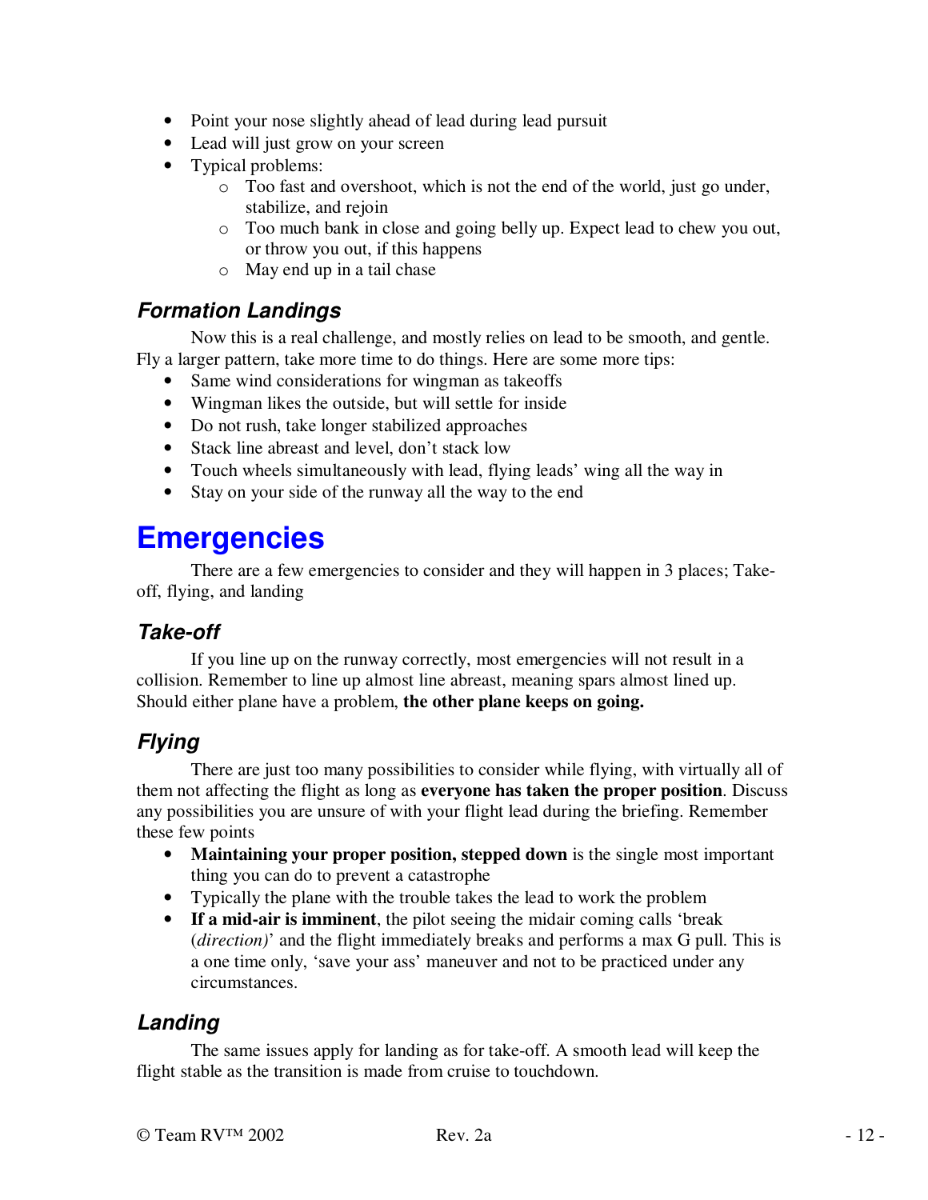- Point your nose slightly ahead of lead during lead pursuit
- Lead will just grow on your screen
- Typical problems:
    - Too fast and overshoot, which is not the end of the world, just go under, stabilize, and rejoin
    - Too much bank in close and going belly up. Expect lead to chew you out, or throw you out, if this happens
    - May end up in a tail chase

### *Formation Landings*

Now this is a real challenge, and mostly relies on lead to be smooth, and gentle. Fly a larger pattern, take more time to do things. Here are some more tips:

- Same wind considerations for wingman as takeoffs
- Wingman likes the outside, but will settle for inside
- Do not rush, take longer stabilized approaches
- Stack line abreast and level, don't stack low
- Touch wheels simultaneously with lead, flying leads' wing all the way in
- Stay on your side of the runway all the way to the end

# Emergencies

There are a few emergencies to consider and they will happen in 3 places; Take-off, flying, and landing

### *Take-off*

If you line up on the runway correctly, most emergencies will not result in a collision. Remember to line up almost line abreast, meaning spars almost lined up. Should either plane have a problem, **the other plane keeps on going.**

### *Flying*

There are just too many possibilities to consider while flying, with virtually all of them not affecting the flight as long as **everyone has taken the proper position**. Discuss any possibilities you are unsure of with your flight lead during the briefing. Remember these few points

- **Maintaining your proper position, stepped down** is the single most important thing you can do to prevent a catastrophe
- Typically the plane with the trouble takes the lead to work the problem
- **If a mid-air is imminent**, the pilot seeing the midair coming calls 'break (*direction)*' and the flight immediately breaks and performs a max G pull. This is a one time only, 'save your ass' maneuver and not to be practiced under any circumstances.

### *Landing*

The same issues apply for landing as for take-off. A smooth lead will keep the flight stable as the transition is made from cruise to touchdown.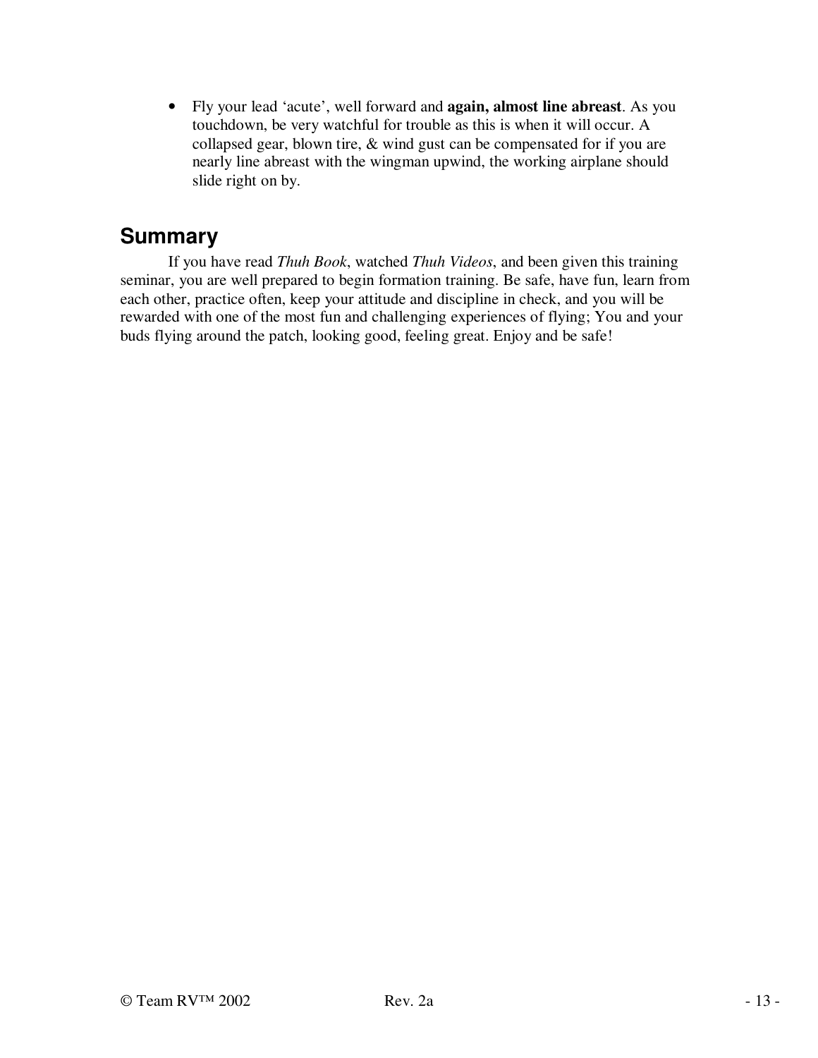- Fly your lead 'acute', well forward and **again, almost line abreast**. As you touchdown, be very watchful for trouble as this is when it will occur. A collapsed gear, blown tire, & wind gust can be compensated for if you are nearly line abreast with the wingman upwind, the working airplane should slide right on by.

## Summary

If you have read *Thuh Book*, watched *Thuh Videos*, and been given this training seminar, you are well prepared to begin formation training. Be safe, have fun, learn from each other, practice often, keep your attitude and discipline in check, and you will be rewarded with one of the most fun and challenging experiences of flying; You and your buds flying around the patch, looking good, feeling great. Enjoy and be safe!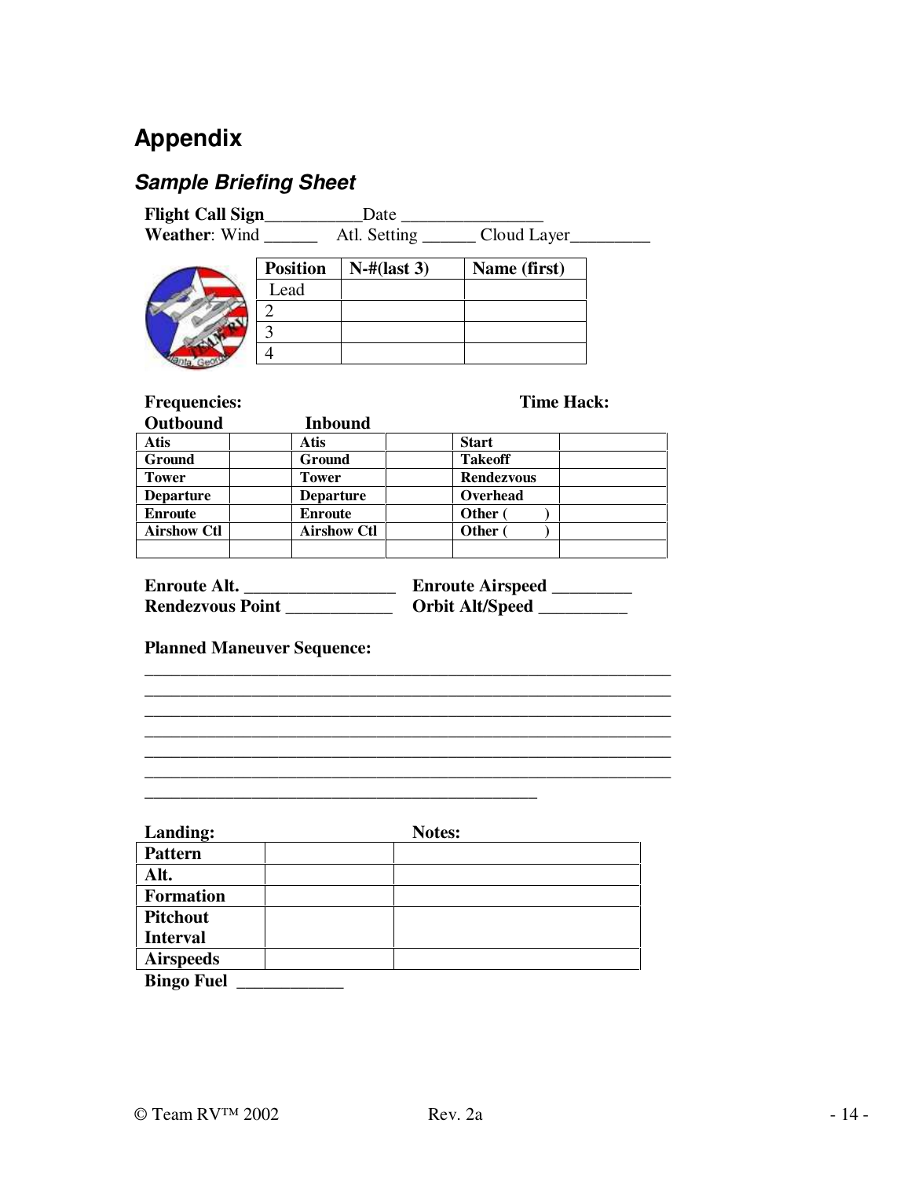# Appendix

## *Sample Briefing Sheet*

**Flight Call Sign**\_\_\_\_\_\_\_\_\_\_\_ Date \_\_\_\_\_\_\_\_\_\_\_\_\_\_\_\_
**Weather**: Wind \_\_\_\_\_\_ Atl. Setting \_\_\_\_\_\_ Cloud Layer\_\_\_\_\_\_\_\_\_

| Position | N-#(last 3) | Name (first) |
|---|---|---|
| Lead | | |
| 2 | | |
| 3 | | |
| 4 | | |

**Frequencies:** **Time Hack:**

| **Outbound** | | **Inbound** | | | |
|---|---|---|---|---|---|
| **Atis** | | **Atis** | | **Start** | |
| **Ground** | | **Ground** | | **Takeoff** | |
| **Tower** | | **Tower** | | **Rendezvous** | |
| **Departure** | | **Departure** | | **Overhead** | |
| **Enroute** | | **Enroute** | | **Other (          )** | |
| **Airshow Ctl** | | **Airshow Ctl** | | **Other (          )** | |
| | | | | | |

**Enroute Alt.** \_\_\_\_\_\_\_\_\_\_\_\_\_\_\_\_\_ **Enroute Airspeed** \_\_\_\_\_\_\_\_\_
**Rendezvous Point** \_\_\_\_\_\_\_\_\_\_\_\_ **Orbit Alt/Speed** \_\_\_\_\_\_\_\_\_\_

**Planned Maneuver Sequence:**

\_\_\_\_\_\_\_\_\_\_\_\_\_\_\_\_\_\_\_\_\_\_\_\_\_\_\_\_\_\_\_\_\_\_\_\_\_\_\_\_\_\_\_\_\_\_\_\_\_\_\_\_\_\_\_\_\_\_\_\_
\_\_\_\_\_\_\_\_\_\_\_\_\_\_\_\_\_\_\_\_\_\_\_\_\_\_\_\_\_\_\_\_\_\_\_\_\_\_\_\_\_\_\_\_\_\_\_\_\_\_\_\_\_\_\_\_\_\_\_\_
\_\_\_\_\_\_\_\_\_\_\_\_\_\_\_\_\_\_\_\_\_\_\_\_\_\_\_\_\_\_\_\_\_\_\_\_\_\_\_\_\_\_\_\_\_\_\_\_\_\_\_\_\_\_\_\_\_\_\_\_
\_\_\_\_\_\_\_\_\_\_\_\_\_\_\_\_\_\_\_\_\_\_\_\_\_\_\_\_\_\_\_\_\_\_\_\_\_\_\_\_\_\_\_\_\_\_\_\_\_\_\_\_\_\_\_\_\_\_\_\_
\_\_\_\_\_\_\_\_\_\_\_\_\_\_\_\_\_\_\_\_\_\_\_\_\_\_\_\_\_\_\_\_\_\_\_\_\_\_\_\_\_\_\_\_\_\_\_\_\_\_\_\_\_\_\_\_\_\_\_\_
\_\_\_\_\_\_\_\_\_\_\_\_\_\_\_\_\_\_\_\_\_\_\_\_\_\_\_\_\_\_\_\_\_\_\_\_\_\_\_\_\_\_\_\_\_\_\_\_\_\_\_\_\_\_\_\_\_\_\_\_
\_\_\_\_\_\_\_\_\_\_\_\_\_\_\_\_\_\_\_\_\_\_\_\_\_\_\_\_\_\_\_\_\_\_\_\_\_\_\_\_\_\_\_\_\_

| **Landing:** | | **Notes:** |
|---|---|---|
| **Pattern** | | |
| **Alt.** | | |
| **Formation** | | |
| **Pitchout Interval** | | |
| **Airspeeds** | | |

**Bingo Fuel** \_\_\_\_\_\_\_\_\_\_\_\_

© Team RV™ 2002 Rev. 2a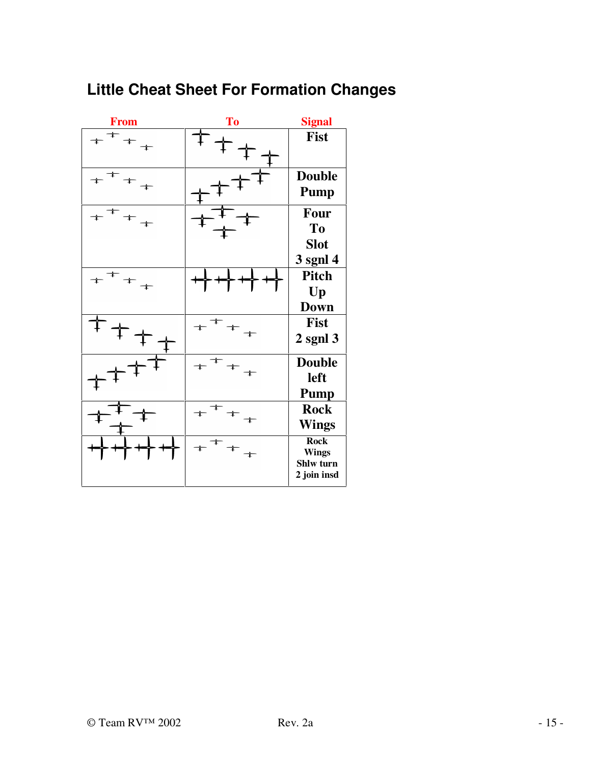## Little Cheat Sheet For Formation Changes

| From | To | Signal |
|---|---|---|
| | | Fist |
| | | Double Pump |
| | | Four To Slot 3 sgnl 4 |
| | | Pitch Up Down |
| | | Fist 2 sgnl 3 |
| | | Double left Pump |
| | | Rock Wings |
| | | Rock Wings Shlw turn 2 join insd |

© Team RV™ 2002 Rev. 2a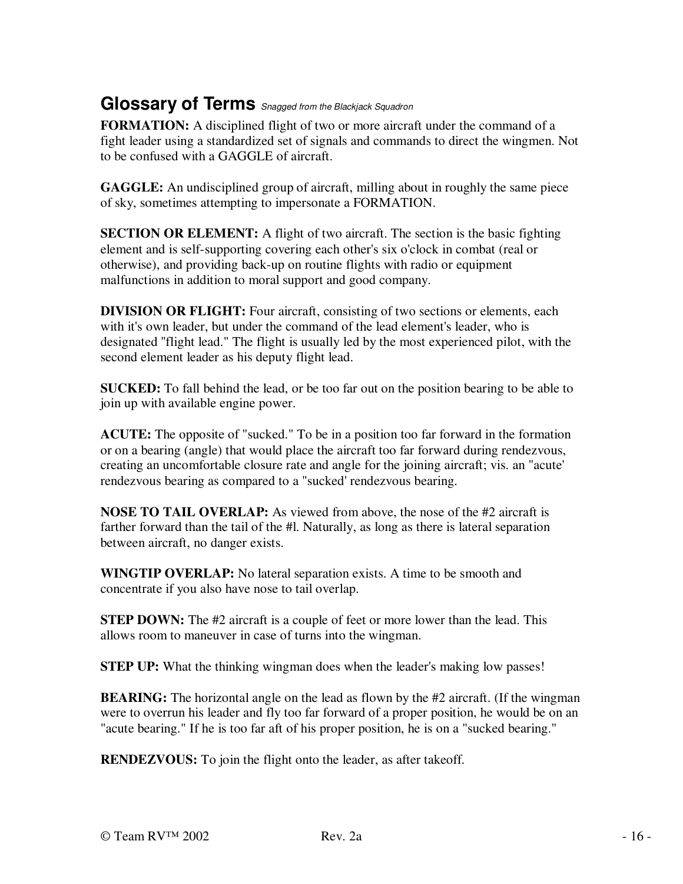## Glossary of Terms *Snagged from the Blackjack Squadron*

**FORMATION:** A disciplined flight of two or more aircraft under the command of a fight leader using a standardized set of signals and commands to direct the wingmen. Not to be confused with a GAGGLE of aircraft.

**GAGGLE:** An undisciplined group of aircraft, milling about in roughly the same piece of sky, sometimes attempting to impersonate a FORMATION.

**SECTION OR ELEMENT:** A flight of two aircraft. The section is the basic fighting element and is self-supporting covering each other's six o'clock in combat (real or otherwise), and providing back-up on routine flights with radio or equipment malfunctions in addition to moral support and good company.

**DIVISION OR FLIGHT:** Four aircraft, consisting of two sections or elements, each with it's own leader, but under the command of the lead element's leader, who is designated "flight lead." The flight is usually led by the most experienced pilot, with the second element leader as his deputy flight lead.

**SUCKED:** To fall behind the lead, or be too far out on the position bearing to be able to join up with available engine power.

**ACUTE:** The opposite of "sucked." To be in a position too far forward in the formation or on a bearing (angle) that would place the aircraft too far forward during rendezvous, creating an uncomfortable closure rate and angle for the joining aircraft; vis. an "acute' rendezvous bearing as compared to a "sucked' rendezvous bearing.

**NOSE TO TAIL OVERLAP:** As viewed from above, the nose of the #2 aircraft is farther forward than the tail of the #l. Naturally, as long as there is lateral separation between aircraft, no danger exists.

**WINGTIP OVERLAP:** No lateral separation exists. A time to be smooth and concentrate if you also have nose to tail overlap.

**STEP DOWN:** The #2 aircraft is a couple of feet or more lower than the lead. This allows room to maneuver in case of turns into the wingman.

**STEP UP:** What the thinking wingman does when the leader's making low passes!

**BEARING:** The horizontal angle on the lead as flown by the #2 aircraft. (If the wingman were to overrun his leader and fly too far forward of a proper position, he would be on an "acute bearing." If he is too far aft of his proper position, he is on a "sucked bearing."

**RENDEZVOUS:** To join the flight onto the leader, as after takeoff.

© Team RV™ 2002 Rev. 2a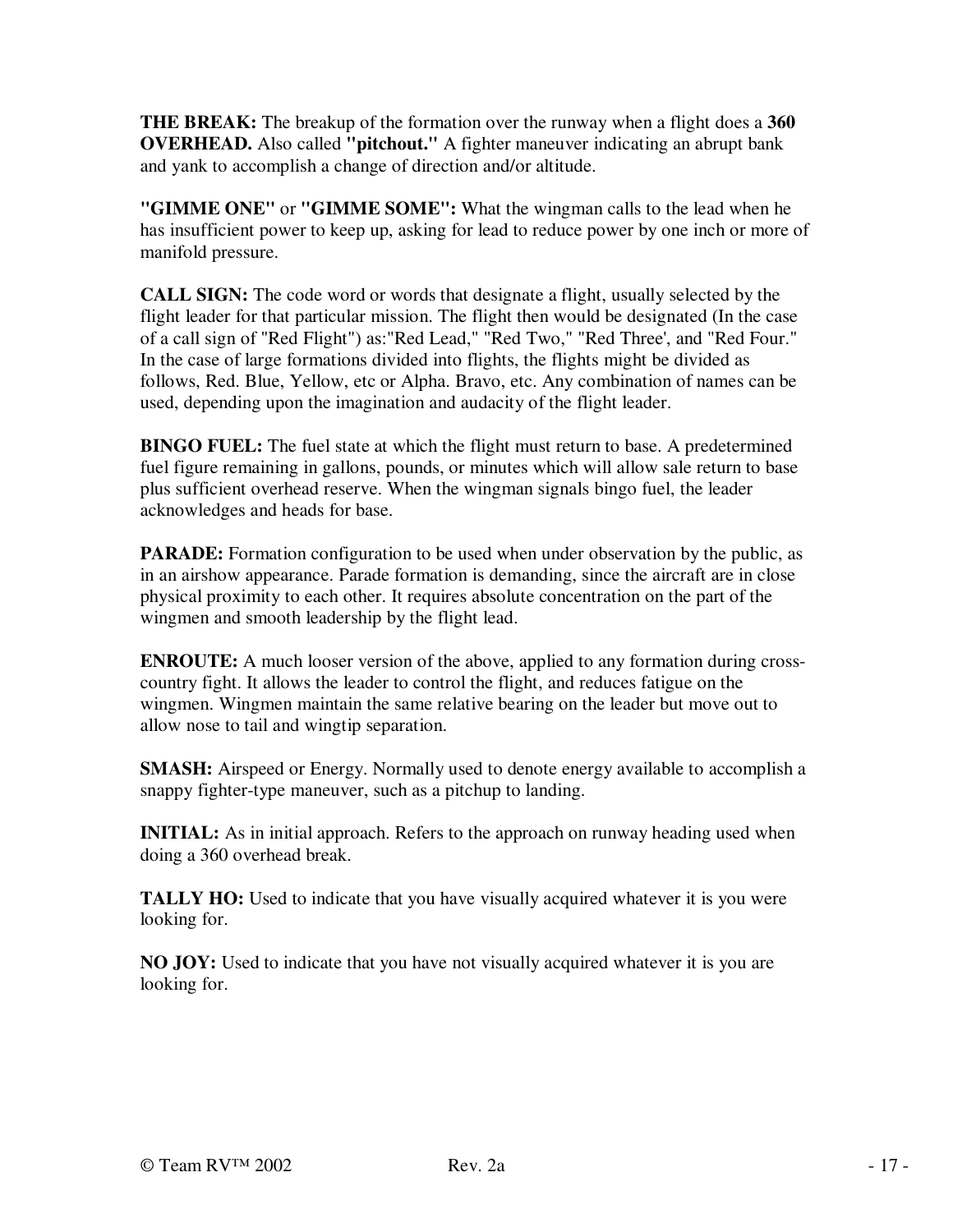**THE BREAK:** The breakup of the formation over the runway when a flight does a **360 OVERHEAD.** Also called **"pitchout."** A fighter maneuver indicating an abrupt bank and yank to accomplish a change of direction and/or altitude.

**"GIMME ONE"** or **"GIMME SOME":** What the wingman calls to the lead when he has insufficient power to keep up, asking for lead to reduce power by one inch or more of manifold pressure.

**CALL SIGN:** The code word or words that designate a flight, usually selected by the flight leader for that particular mission. The flight then would be designated (In the case of a call sign of "Red Flight") as:"Red Lead," "Red Two," "Red Three', and "Red Four." In the case of large formations divided into flights, the flights might be divided as follows, Red. Blue, Yellow, etc or Alpha. Bravo, etc. Any combination of names can be used, depending upon the imagination and audacity of the flight leader.

**BINGO FUEL:** The fuel state at which the flight must return to base. A predetermined fuel figure remaining in gallons, pounds, or minutes which will allow sale return to base plus sufficient overhead reserve. When the wingman signals bingo fuel, the leader acknowledges and heads for base.

**PARADE:** Formation configuration to be used when under observation by the public, as in an airshow appearance. Parade formation is demanding, since the aircraft are in close physical proximity to each other. It requires absolute concentration on the part of the wingmen and smooth leadership by the flight lead.

**ENROUTE:** A much looser version of the above, applied to any formation during cross-country fight. It allows the leader to control the flight, and reduces fatigue on the wingmen. Wingmen maintain the same relative bearing on the leader but move out to allow nose to tail and wingtip separation.

**SMASH:** Airspeed or Energy. Normally used to denote energy available to accomplish a snappy fighter-type maneuver, such as a pitchup to landing.

**INITIAL:** As in initial approach. Refers to the approach on runway heading used when doing a 360 overhead break.

**TALLY HO:** Used to indicate that you have visually acquired whatever it is you were looking for.

**NO JOY:** Used to indicate that you have not visually acquired whatever it is you are looking for.